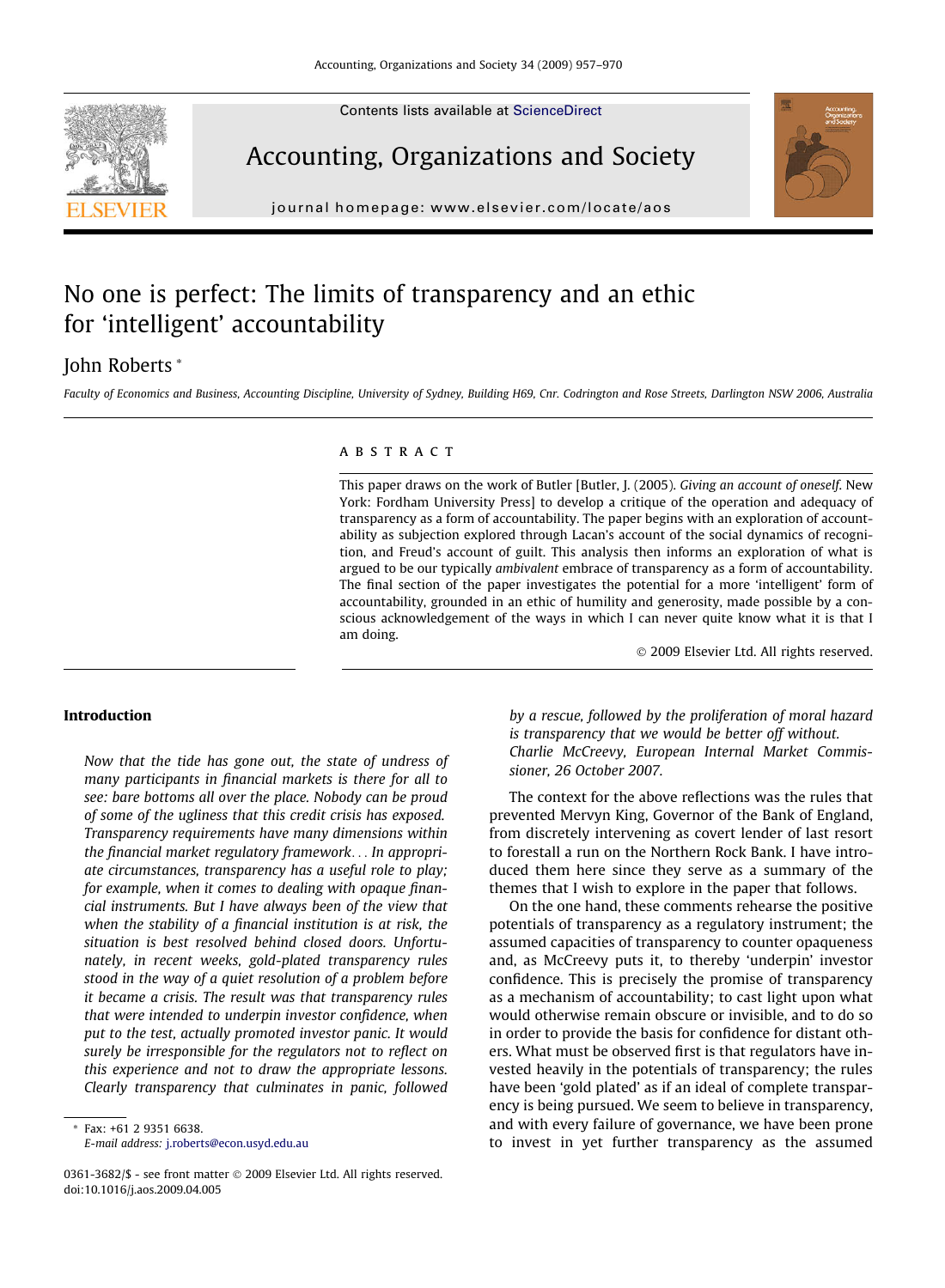# No one is perfect: The limits of transparency and an ethic for 'intelligent' accountability

John Roberts *

*Faculty of Economics and Business, Accounting Discipline, University of Sydney, Building H69, Cnr. Codrington and Rose Streets, Darlington NSW 2006, Australia*

## ABSTRACT

This paper draws on the work of Butler [Butler, J. (2005). *Giving an account of oneself*. New York: Fordham University Press] to develop a critique of the operation and adequacy of transparency as a form of accountability. The paper begins with an exploration of accountability as subjection explored through Lacan's account of the social dynamics of recognition, and Freud's account of guilt. This analysis then informs an exploration of what is argued to be our typically *ambivalent* embrace of transparency as a form of accountability. The final section of the paper investigates the potential for a more 'intelligent' form of accountability, grounded in an ethic of humility and generosity, made possible by a conscious acknowledgement of the ways in which I can never quite know what it is that I am doing.

© 2009 Elsevier Ltd. All rights reserved.

## Introduction

> *Now that the tide has gone out, the state of undress of many participants in financial markets is there for all to see: bare bottoms all over the place. Nobody can be proud of some of the ugliness that this credit crisis has exposed. Transparency requirements have many dimensions within the financial market regulatory framework... In appropriate circumstances, transparency has a useful role to play; for example, when it comes to dealing with opaque financial instruments. But I have always been of the view that when the stability of a financial institution is at risk, the situation is best resolved behind closed doors. Unfortunately, in recent weeks, gold-plated transparency rules stood in the way of a quiet resolution of a problem before it became a crisis. The result was that transparency rules that were intended to underpin investor confidence, when put to the test, actually promoted investor panic. It would surely be irresponsible for the regulators not to reflect on this experience and not to draw the appropriate lessons. Clearly transparency that culminates in panic, followed by a rescue, followed by the proliferation of moral hazard is transparency that we would be better off without.*
>
> *Charlie McCreevy, European Internal Market Commissioner, 26 October 2007.*

The context for the above reflections was the rules that prevented Mervyn King, Governor of the Bank of England, from discretely intervening as covert lender of last resort to forestall a run on the Northern Rock Bank. I have introduced them here since they serve as a summary of the themes that I wish to explore in the paper that follows.

On the one hand, these comments rehearse the positive potentials of transparency as a regulatory instrument; the assumed capacities of transparency to counter opaqueness and, as McCreevy puts it, to thereby 'underpin' investor confidence. This is precisely the promise of transparency as a mechanism of accountability; to cast light upon what would otherwise remain obscure or invisible, and to do so in order to provide the basis for confidence for distant others. What must be observed first is that regulators have invested heavily in the potentials of transparency; the rules have been 'gold plated' as if an ideal of complete transparency is being pursued. We seem to believe in transparency, and with every failure of governance, we have been prone to invest in yet further transparency as the assumed

* Fax: +61 2 9351 6638.
*E-mail address:* j.roberts@econ.usyd.edu.au

0361-3682/$ - see front matter © 2009 Elsevier Ltd. All rights reserved.
doi:10.1016/j.aos.2009.04.005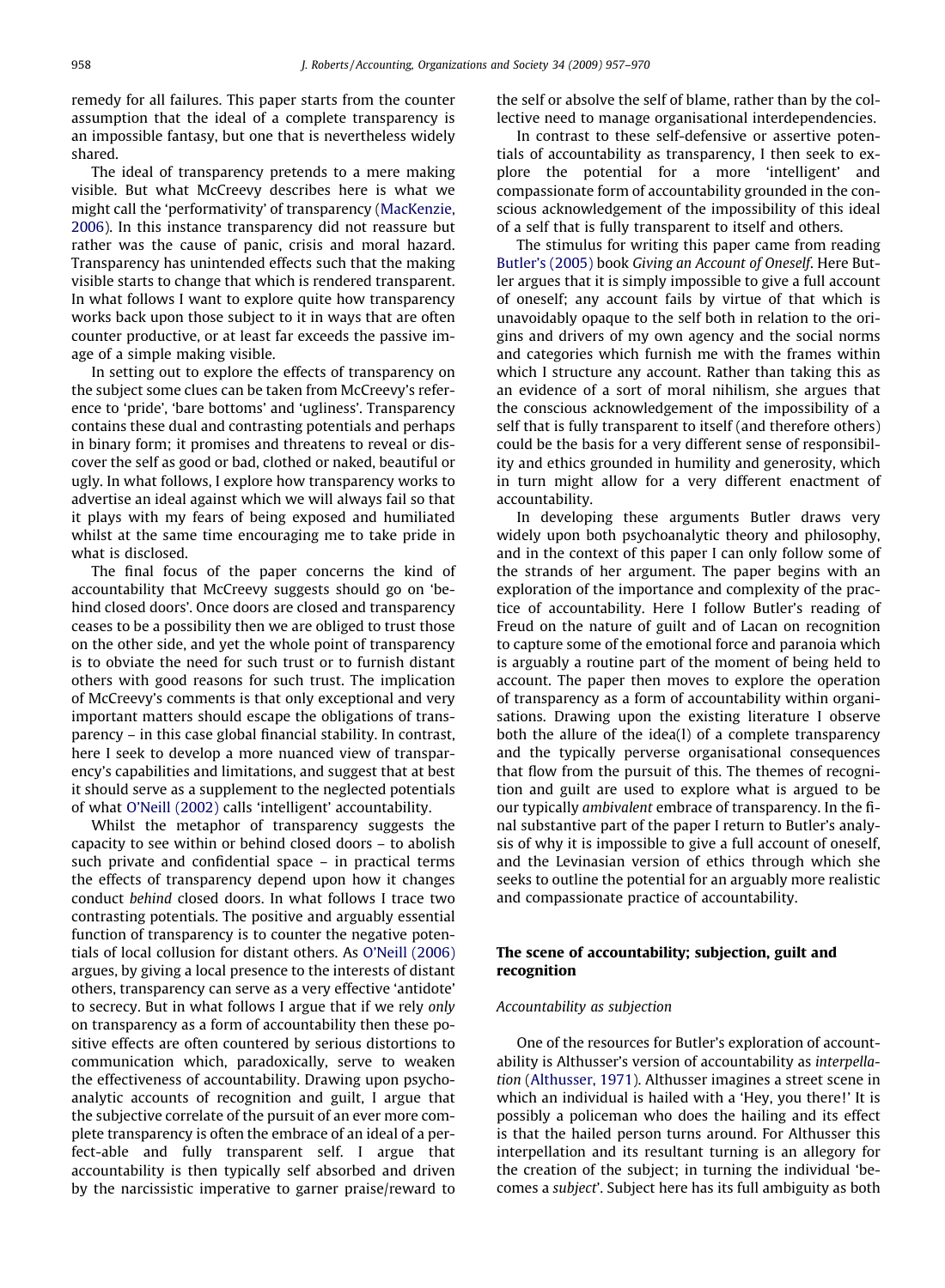remedy for all failures. This paper starts from the counter assumption that the ideal of a complete transparency is an impossible fantasy, but one that is nevertheless widely shared.

The ideal of transparency pretends to a mere making visible. But what McCreevy describes here is what we might call the 'performativity' of transparency (MacKenzie, 2006). In this instance transparency did not reassure but rather was the cause of panic, crisis and moral hazard. Transparency has unintended effects such that the making visible starts to change that which is rendered transparent. In what follows I want to explore quite how transparency works back upon those subject to it in ways that are often counter productive, or at least far exceeds the passive image of a simple making visible.

In setting out to explore the effects of transparency on the subject some clues can be taken from McCreevy's reference to 'pride', 'bare bottoms' and 'ugliness'. Transparency contains these dual and contrasting potentials and perhaps in binary form; it promises and threatens to reveal or discover the self as good or bad, clothed or naked, beautiful or ugly. In what follows, I explore how transparency works to advertise an ideal against which we will always fail so that it plays with my fears of being exposed and humiliated whilst at the same time encouraging me to take pride in what is disclosed.

The final focus of the paper concerns the kind of accountability that McCreevy suggests should go on 'behind closed doors'. Once doors are closed and transparency ceases to be a possibility then we are obliged to trust those on the other side, and yet the whole point of transparency is to obviate the need for such trust or to furnish distant others with good reasons for such trust. The implication of McCreevy's comments is that only exceptional and very important matters should escape the obligations of transparency – in this case global financial stability. In contrast, here I seek to develop a more nuanced view of transparency's capabilities and limitations, and suggest that at best it should serve as a supplement to the neglected potentials of what O'Neill (2002) calls 'intelligent' accountability.

Whilst the metaphor of transparency suggests the capacity to see within or behind closed doors – to abolish such private and confidential space – in practical terms the effects of transparency depend upon how it changes conduct *behind* closed doors. In what follows I trace two contrasting potentials. The positive and arguably essential function of transparency is to counter the negative potentials of local collusion for distant others. As O'Neill (2006) argues, by giving a local presence to the interests of distant others, transparency can serve as a very effective 'antidote' to secrecy. But in what follows I argue that if we rely *only* on transparency as a form of accountability then these positive effects are often countered by serious distortions to communication which, paradoxically, serve to weaken the effectiveness of accountability. Drawing upon psychoanalytic accounts of recognition and guilt, I argue that the subjective correlate of the pursuit of an ever more complete transparency is often the embrace of an ideal of a perfect-able and fully transparent self. I argue that accountability is then typically self absorbed and driven by the narcissistic imperative to garner praise/reward to the self or absolve the self of blame, rather than by the collective need to manage organisational interdependencies.

In contrast to these self-defensive or assertive potentials of accountability as transparency, I then seek to explore the potential for a more 'intelligent' and compassionate form of accountability grounded in the conscious acknowledgement of the impossibility of this ideal of a self that is fully transparent to itself and others.

The stimulus for writing this paper came from reading Butler's (2005) book *Giving an Account of Oneself*. Here Butler argues that it is simply impossible to give a full account of oneself; any account fails by virtue of that which is unavoidably opaque to the self both in relation to the origins and drivers of my own agency and the social norms and categories which furnish me with the frames within which I structure any account. Rather than taking this as an evidence of a sort of moral nihilism, she argues that the conscious acknowledgement of the impossibility of a self that is fully transparent to itself (and therefore others) could be the basis for a very different sense of responsibility and ethics grounded in humility and generosity, which in turn might allow for a very different enactment of accountability.

In developing these arguments Butler draws very widely upon both psychoanalytic theory and philosophy, and in the context of this paper I can only follow some of the strands of her argument. The paper begins with an exploration of the importance and complexity of the practice of accountability. Here I follow Butler's reading of Freud on the nature of guilt and of Lacan on recognition to capture some of the emotional force and paranoia which is arguably a routine part of the moment of being held to account. The paper then moves to explore the operation of transparency as a form of accountability within organisations. Drawing upon the existing literature I observe both the allure of the idea(l) of a complete transparency and the typically perverse organisational consequences that flow from the pursuit of this. The themes of recognition and guilt are used to explore what is argued to be our typically *ambivalent* embrace of transparency. In the final substantive part of the paper I return to Butler's analysis of why it is impossible to give a full account of oneself, and the Levinasian version of ethics through which she seeks to outline the potential for an arguably more realistic and compassionate practice of accountability.

## The scene of accountability; subjection, guilt and recognition

### *Accountability as subjection*

One of the resources for Butler's exploration of accountability is Althusser's version of accountability as *interpellation* (Althusser, 1971). Althusser imagines a street scene in which an individual is hailed with a 'Hey, you there!' It is possibly a policeman who does the hailing and its effect is that the hailed person turns around. For Althusser this interpellation and its resultant turning is an allegory for the creation of the subject; in turning the individual 'becomes a *subject*'. Subject here has its full ambiguity as both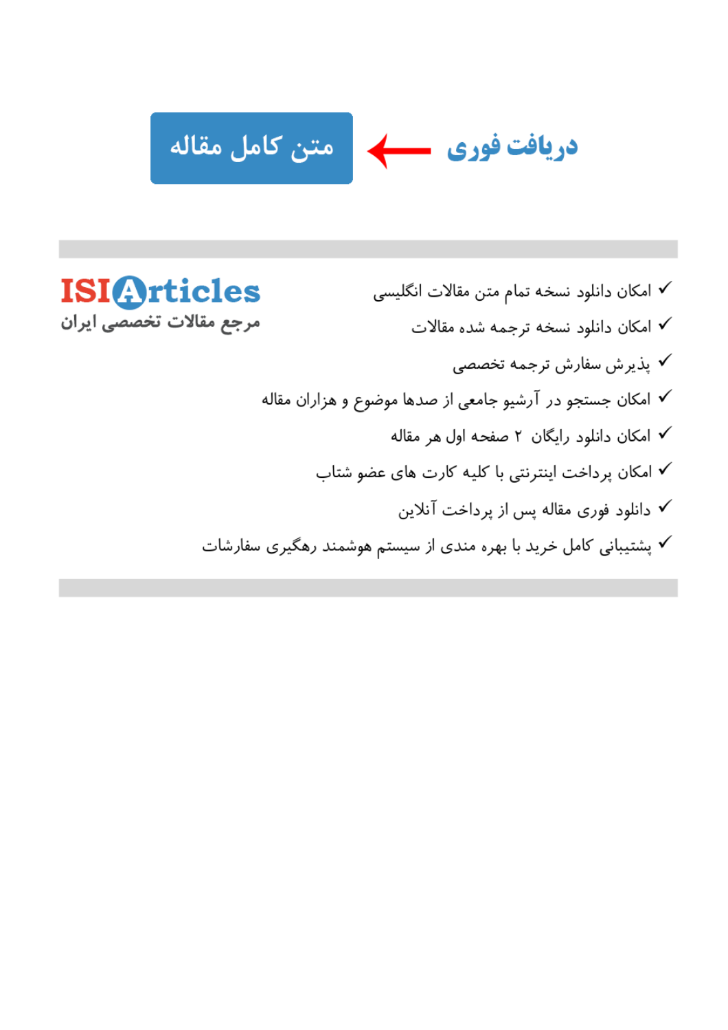دریافت فوری ← **متن کامل مقاله**

**ISIArticles**
مرجع مقالات تخصصی ایران

- ✓ امکان دانلود نسخه تمام متن مقالات انگلیسی
- ✓ امکان دانلود نسخه ترجمه شده مقالات
- ✓ پذیرش سفارش ترجمه تخصصی
- ✓ امکان جستجو در آرشیو جامعی از صدها موضوع و هزاران مقاله
- ✓ امکان دانلود رایگان ۲ صفحه اول هر مقاله
- ✓ امکان پرداخت اینترنتی با کلیه کارت های عضو شتاب
- ✓ دانلود فوری مقاله پس از پرداخت آنلاین
- ✓ پشتیبانی کامل خرید با بهره مندی از سیستم هوشمند رهگیری سفارشات